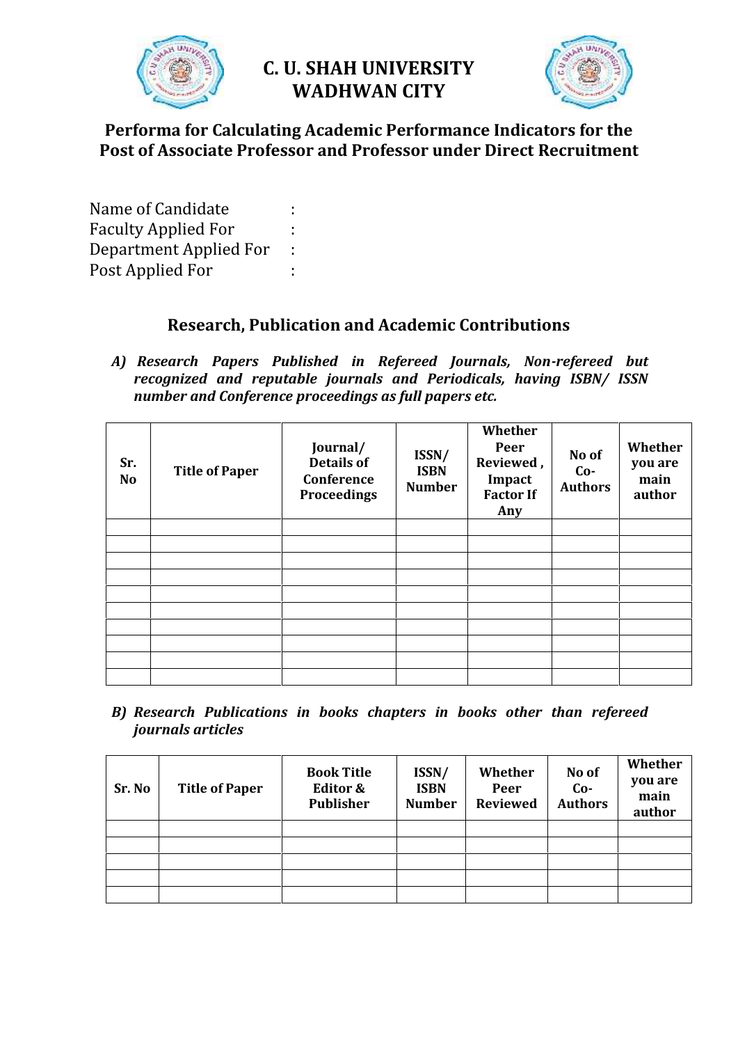# C. U. SHAH UNIVERSITY
# WADHWAN CITY

## Performa for Calculating Academic Performance Indicators for the Post of Associate Professor and Professor under Direct Recruitment

Name of Candidate :
Faculty Applied For :
Department Applied For :
Post Applied For :

## Research, Publication and Academic Contributions

***A) Research Papers Published in Refereed Journals, Non-refereed but recognized and reputable journals and Periodicals, having ISBN/ ISSN number and Conference proceedings as full papers etc.***

| Sr. No | Title of Paper | Journal/ Details of Conference Proceedings | ISSN/ ISBN Number | Whether Peer Reviewed , Impact Factor If Any | No of Co-Authors | Whether you are main author |
|---|---|---|---|---|---|---|
| | | | | | | |
| | | | | | | |
| | | | | | | |
| | | | | | | |
| | | | | | | |
| | | | | | | |
| | | | | | | |
| | | | | | | |
| | | | | | | |
| | | | | | | |

***B) Research Publications in books chapters in books other than refereed journals articles***

| Sr. No | Title of Paper | Book Title Editor & Publisher | ISSN/ ISBN Number | Whether Peer Reviewed | No of Co-Authors | Whether you are main author |
|---|---|---|---|---|---|---|
| | | | | | | |
| | | | | | | |
| | | | | | | |
| | | | | | | |
| | | | | | | |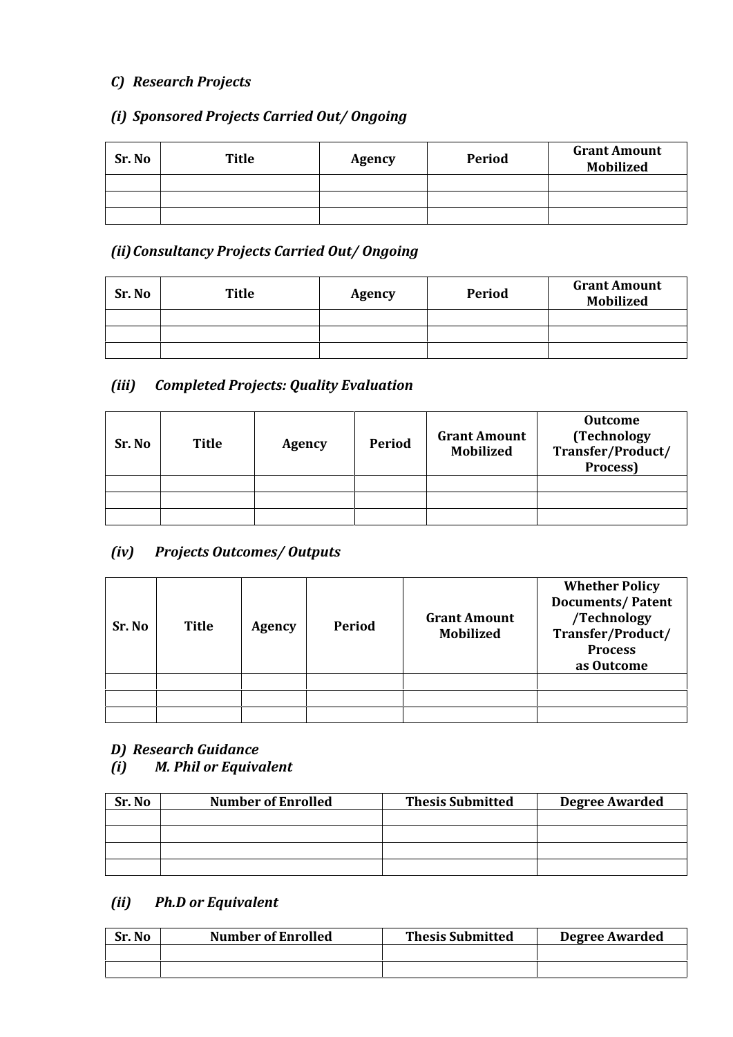### *C) Research Projects*

#### *(i) Sponsored Projects Carried Out/ Ongoing*

| Sr. No | Title | Agency | Period | Grant Amount Mobilized |
|---|---|---|---|---|
| | | | | |
| | | | | |
| | | | | |

#### *(ii) Consultancy Projects Carried Out/ Ongoing*

| Sr. No | Title | Agency | Period | Grant Amount Mobilized |
|---|---|---|---|---|
| | | | | |
| | | | | |
| | | | | |

#### *(iii) Completed Projects: Quality Evaluation*

| Sr. No | Title | Agency | Period | Grant Amount Mobilized | Outcome (Technology Transfer/Product/ Process) |
|---|---|---|---|---|---|
| | | | | | |
| | | | | | |
| | | | | | |

#### *(iv) Projects Outcomes/ Outputs*

| Sr. No | Title | Agency | Period | Grant Amount Mobilized | Whether Policy Documents/ Patent /Technology Transfer/Product/ Process as Outcome |
|---|---|---|---|---|---|
| | | | | | |
| | | | | | |
| | | | | | |

### *D) Research Guidance*

#### *(i) M. Phil or Equivalent*

| Sr. No | Number of Enrolled | Thesis Submitted | Degree Awarded |
|---|---|---|---|
| | | | |
| | | | |
| | | | |
| | | | |

#### *(ii) Ph.D or Equivalent*

| Sr. No | Number of Enrolled | Thesis Submitted | Degree Awarded |
|---|---|---|---|
| | | | |
| | | | |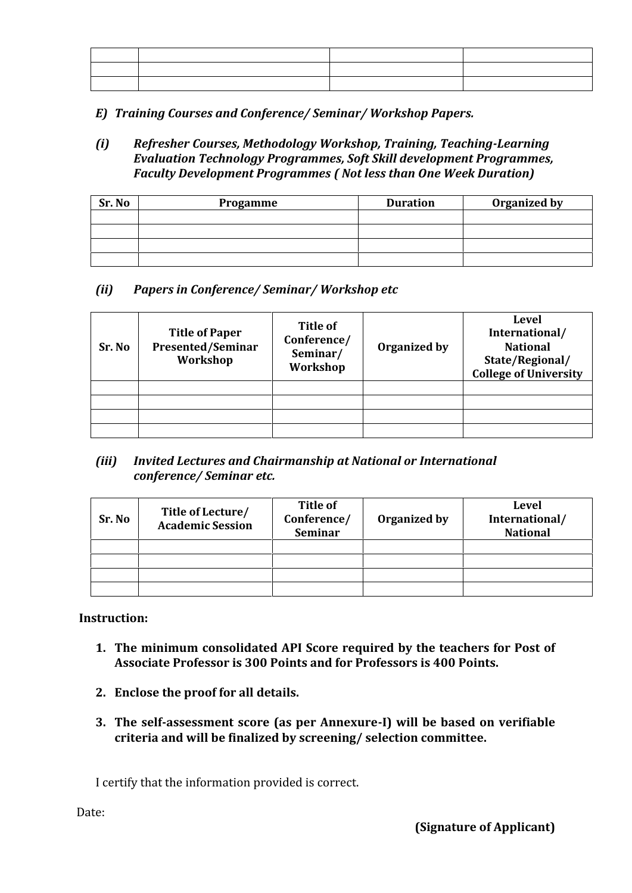| | | | |
|---|---|---|---|
| | | | |
| | | | |
| | | | |

***E) Training Courses and Conference/ Seminar/ Workshop Papers.***

***(i) Refresher Courses, Methodology Workshop, Training, Teaching-Learning Evaluation Technology Programmes, Soft Skill development Programmes, Faculty Development Programmes ( Not less than One Week Duration)***

| Sr. No | Progamme | Duration | Organized by |
|---|---|---|---|
| | | | |
| | | | |
| | | | |
| | | | |

***(ii) Papers in Conference/ Seminar/ Workshop etc***

| Sr. No | Title of Paper Presented/Seminar Workshop | Title of Conference/ Seminar/ Workshop | Organized by | Level International/ National State/Regional/ College of University |
|---|---|---|---|---|
| | | | | |
| | | | | |
| | | | | |
| | | | | |

***(iii) Invited Lectures and Chairmanship at National or International conference/ Seminar etc.***

| Sr. No | Title of Lecture/ Academic Session | Title of Conference/ Seminar | Organized by | Level International/ National |
|---|---|---|---|---|
| | | | | |
| | | | | |
| | | | | |
| | | | | |

**Instruction:**

1. **The minimum consolidated API Score required by the teachers for Post of Associate Professor is 300 Points and for Professors is 400 Points.**
2. **Enclose the proof for all details.**
3. **The self-assessment score (as per Annexure-I) will be based on verifiable criteria and will be finalized by screening/ selection committee.**

I certify that the information provided is correct.

Date:

**(Signature of Applicant)**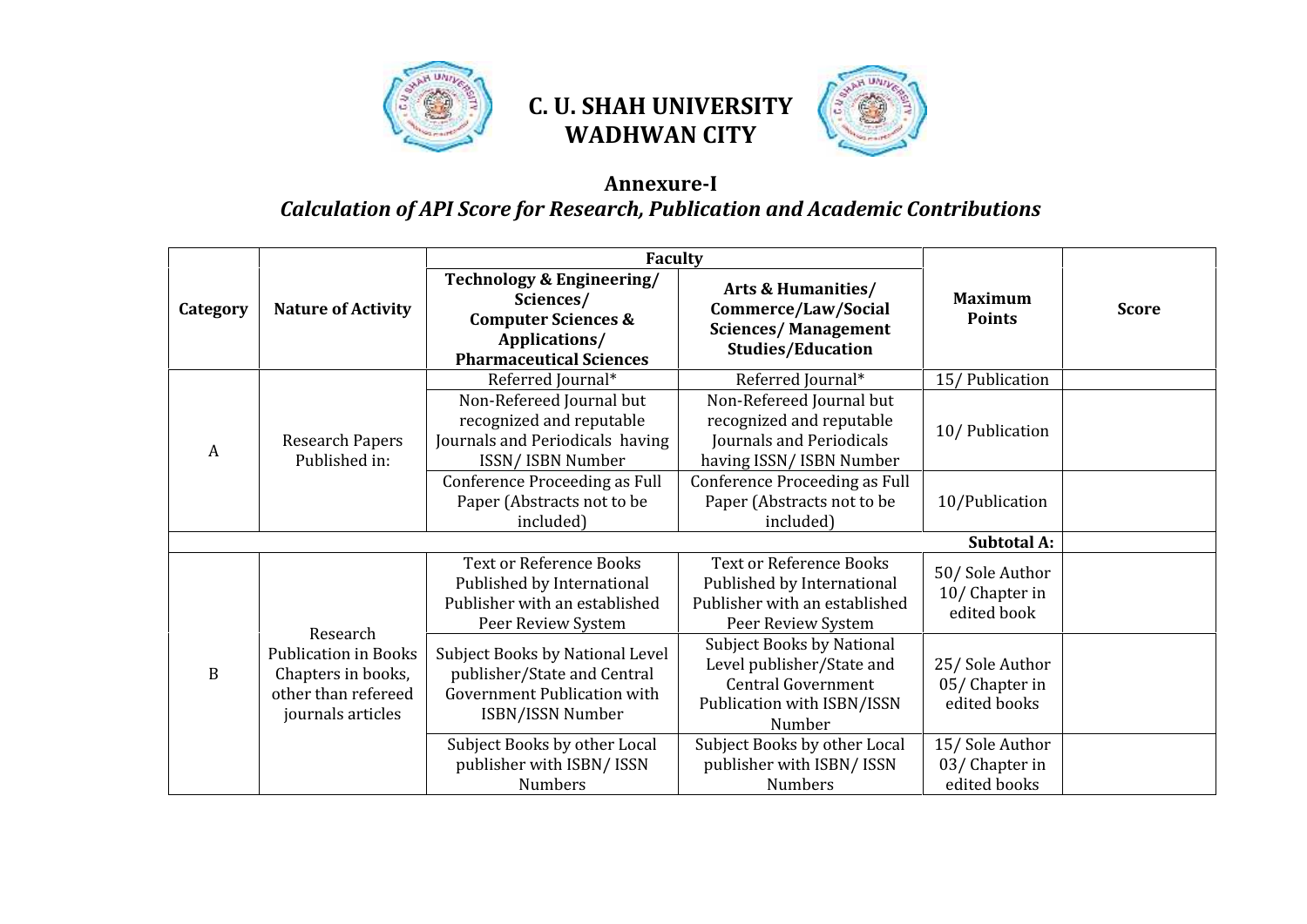# C. U. SHAH UNIVERSITY
# WADHWAN CITY

## Annexure-I

### *Calculation of API Score for Research, Publication and Academic Contributions*

| Category | Nature of Activity | Faculty | | Maximum Points | Score |
|---|---|---|---|---|---|
| | | Technology & Engineering/ Sciences/ Computer Sciences & Applications/ Pharmaceutical Sciences | Arts & Humanities/ Commerce/Law/Social Sciences/ Management Studies/Education | | |
| A | Research Papers Published in: | Referred Journal* | Referred Journal* | 15/ Publication | |
| | | Non-Refereed Journal but recognized and reputable Journals and Periodicals having ISSN/ ISBN Number | Non-Refereed Journal but recognized and reputable Journals and Periodicals having ISSN/ ISBN Number | 10/ Publication | |
| | | Conference Proceeding as Full Paper (Abstracts not to be included) | Conference Proceeding as Full Paper (Abstracts not to be included) | 10/Publication | |
| | | | | **Subtotal A:** | |
| B | Research Publication in Books Chapters in books, other than refereed journals articles | Text or Reference Books Published by International Publisher with an established Peer Review System | Text or Reference Books Published by International Publisher with an established Peer Review System | 50/ Sole Author 10/ Chapter in edited book | |
| | | Subject Books by National Level publisher/State and Central Government Publication with ISBN/ISSN Number | Subject Books by National Level publisher/State and Central Government Publication with ISBN/ISSN Number | 25/ Sole Author 05/ Chapter in edited books | |
| | | Subject Books by other Local publisher with ISBN/ ISSN Numbers | Subject Books by other Local publisher with ISBN/ ISSN Numbers | 15/ Sole Author 03/ Chapter in edited books | |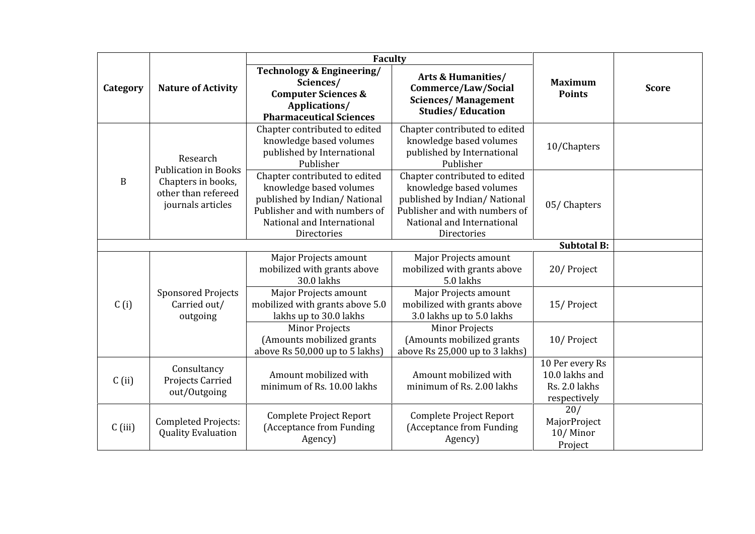| Category | Nature of Activity | Faculty | | Maximum Points | Score |
|---|---|---|---|---|---|
| | | **Technology & Engineering/ Sciences/ Computer Sciences & Applications/ Pharmaceutical Sciences** | **Arts & Humanities/ Commerce/Law/Social Sciences/ Management Studies/ Education** | | |
| B | Research Publication in Books Chapters in books, other than refereed journals articles | Chapter contributed to edited knowledge based volumes published by International Publisher | Chapter contributed to edited knowledge based volumes published by International Publisher | 10/Chapters | |
| | | Chapter contributed to edited knowledge based volumes published by Indian/ National Publisher and with numbers of National and International Directories | Chapter contributed to edited knowledge based volumes published by Indian/ National Publisher and with numbers of National and International Directories | 05/ Chapters | |
| | | | | **Subtotal B:** | |
| C (i) | Sponsored Projects Carried out/ outgoing | Major Projects amount mobilized with grants above 30.0 lakhs | Major Projects amount mobilized with grants above 5.0 lakhs | 20/ Project | |
| | | Major Projects amount mobilized with grants above 5.0 lakhs up to 30.0 lakhs | Major Projects amount mobilized with grants above 3.0 lakhs up to 5.0 lakhs | 15/ Project | |
| | | Minor Projects (Amounts mobilized grants above Rs 50,000 up to 5 lakhs) | Minor Projects (Amounts mobilized grants above Rs 25,000 up to 3 lakhs) | 10/ Project | |
| C (ii) | Consultancy Projects Carried out/Outgoing | Amount mobilized with minimum of Rs. 10.00 lakhs | Amount mobilized with minimum of Rs. 2.00 lakhs | 10 Per every Rs 10.0 lakhs and Rs. 2.0 lakhs respectively | |
| C (iii) | Completed Projects: Quality Evaluation | Complete Project Report (Acceptance from Funding Agency) | Complete Project Report (Acceptance from Funding Agency) | 20/ MajorProject 10/ Minor Project | |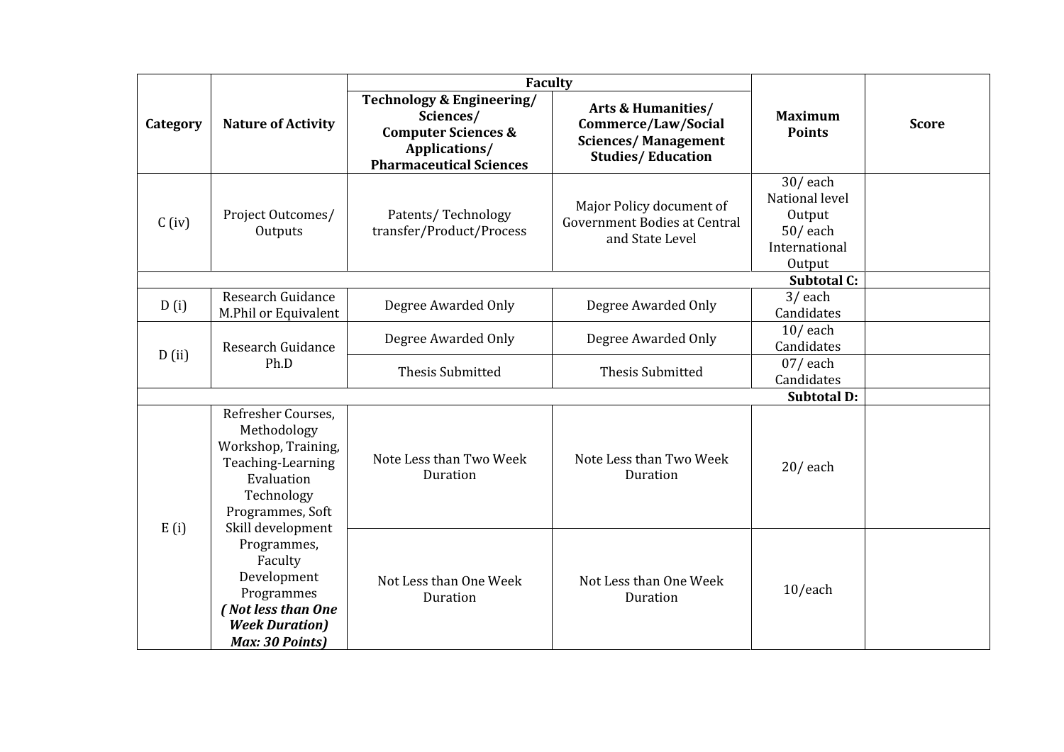| Category | Nature of Activity | Faculty | | Maximum Points | Score |
|---|---|---|---|---|---|
| | | **Technology & Engineering/ Sciences/ Computer Sciences & Applications/ Pharmaceutical Sciences** | **Arts & Humanities/ Commerce/Law/Social Sciences/ Management Studies/ Education** | | |
| C (iv) | Project Outcomes/ Outputs | Patents/ Technology transfer/Product/Process | Major Policy document of Government Bodies at Central and State Level | 30/ each National level Output 50/ each International Output | |
| | | | | **Subtotal C:** | |
| D (i) | Research Guidance M.Phil or Equivalent | Degree Awarded Only | Degree Awarded Only | 3/ each Candidates | |
| D (ii) | Research Guidance Ph.D | Degree Awarded Only | Degree Awarded Only | 10/ each Candidates | |
| | | Thesis Submitted | Thesis Submitted | 07/ each Candidates | |
| | | | | **Subtotal D:** | |
| E (i) | Refresher Courses, Methodology Workshop, Training, Teaching-Learning Evaluation Technology Programmes, Soft Skill development Programmes, Faculty Development Programmes ***( Not less than One Week Duration) Max: 30 Points)*** | Note Less than Two Week Duration | Note Less than Two Week Duration | 20/ each | |
| | | Not Less than One Week Duration | Not Less than One Week Duration | 10/each | |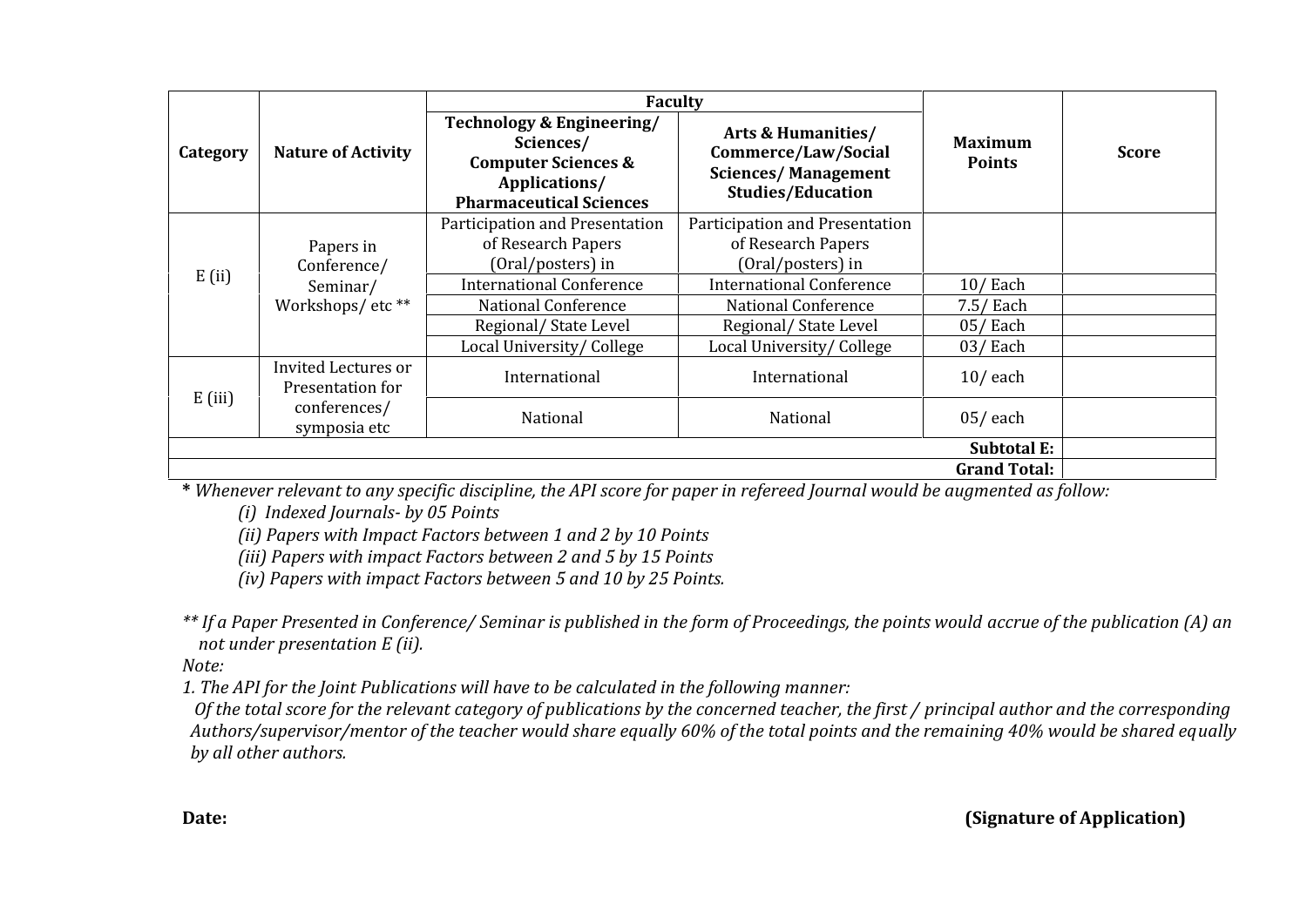| Category | Nature of Activity | Faculty | | Maximum Points | Score |
|---|---|---|---|---|---|
| | | **Technology & Engineering/ Sciences/ Computer Sciences & Applications/ Pharmaceutical Sciences** | **Arts & Humanities/ Commerce/Law/Social Sciences/ Management Studies/Education** | | |
| E (ii) | Papers in Conference/ Seminar/ Workshops/ etc ** | Participation and Presentation of Research Papers (Oral/posters) in | Participation and Presentation of Research Papers (Oral/posters) in | | |
| | | International Conference | International Conference | 10/ Each | |
| | | National Conference | National Conference | 7.5/ Each | |
| | | Regional/ State Level | Regional/ State Level | 05/ Each | |
| | | Local University/ College | Local University/ College | 03/ Each | |
| E (iii) | Invited Lectures or Presentation for conferences/ symposia etc | International | International | 10/ each | |
| | | National | National | 05/ each | |
| | | | | **Subtotal E:** | |
| | | | | **Grand Total:** | |

**\*** *Whenever relevant to any specific discipline, the API score for paper in refereed Journal would be augmented as follow:*

*(i) Indexed Journals- by 05 Points*

*(ii) Papers with Impact Factors between 1 and 2 by 10 Points*

*(iii) Papers with impact Factors between 2 and 5 by 15 Points*

*(iv) Papers with impact Factors between 5 and 10 by 25 Points.*

*** If a Paper Presented in Conference/ Seminar is published in the form of Proceedings, the points would accrue of the publication (A) an not under presentation E (ii).*

*Note:*

*1. The API for the Joint Publications will have to be calculated in the following manner:*

*Of the total score for the relevant category of publications by the concerned teacher, the first / principal author and the corresponding Authors/supervisor/mentor of the teacher would share equally 60% of the total points and the remaining 40% would be shared equally by all other authors.*

**Date:** **(Signature of Application)**